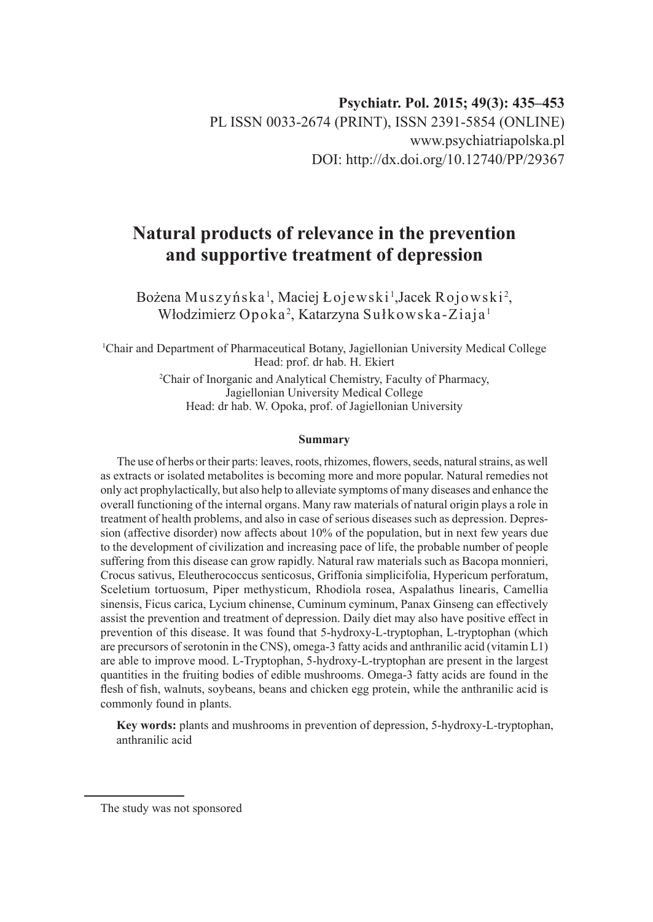Psychiatr. Pol. 2015; 49(3): 435–453
PL ISSN 0033-2674 (PRINT), ISSN 2391-5854 (ONLINE)
www.psychiatriapolska.pl
DOI: http://dx.doi.org/10.12740/PP/29367

# Natural products of relevance in the prevention and supportive treatment of depression

Bożena Muszyńska[1], Maciej Łojewski[1], Jacek Rojowski[2], Włodzimierz Opoka[2], Katarzyna Sułkowska-Ziaja[1]

[1]Chair and Department of Pharmaceutical Botany, Jagiellonian University Medical College
Head: prof. dr hab. H. Ekiert

[2]Chair of Inorganic and Analytical Chemistry, Faculty of Pharmacy, Jagiellonian University Medical College
Head: dr hab. W. Opoka, prof. of Jagiellonian University

#### Summary

The use of herbs or their parts: leaves, roots, rhizomes, flowers, seeds, natural strains, as well as extracts or isolated metabolites is becoming more and more popular. Natural remedies not only act prophylactically, but also help to alleviate symptoms of many diseases and enhance the overall functioning of the internal organs. Many raw materials of natural origin plays a role in treatment of health problems, and also in case of serious diseases such as depression. Depression (affective disorder) now affects about 10% of the population, but in next few years due to the development of civilization and increasing pace of life, the probable number of people suffering from this disease can grow rapidly. Natural raw materials such as Bacopa monnieri, Crocus sativus, Eleutherococcus senticosus, Griffonia simplicifolia, Hypericum perforatum, Sceletium tortuosum, Piper methysticum, Rhodiola rosea, Aspalathus linearis, Camellia sinensis, Ficus carica, Lycium chinense, Cuminum cyminum, Panax Ginseng can effectively assist the prevention and treatment of depression. Daily diet may also have positive effect in prevention of this disease. It was found that 5-hydroxy-L-tryptophan, L-tryptophan (which are precursors of serotonin in the CNS), omega-3 fatty acids and anthranilic acid (vitamin L1) are able to improve mood. L-Tryptophan, 5-hydroxy-L-tryptophan are present in the largest quantities in the fruiting bodies of edible mushrooms. Omega-3 fatty acids are found in the flesh of fish, walnuts, soybeans, beans and chicken egg protein, while the anthranilic acid is commonly found in plants.

**Key words:** plants and mushrooms in prevention of depression, 5-hydroxy-L-tryptophan, anthranilic acid

---

The study was not sponsored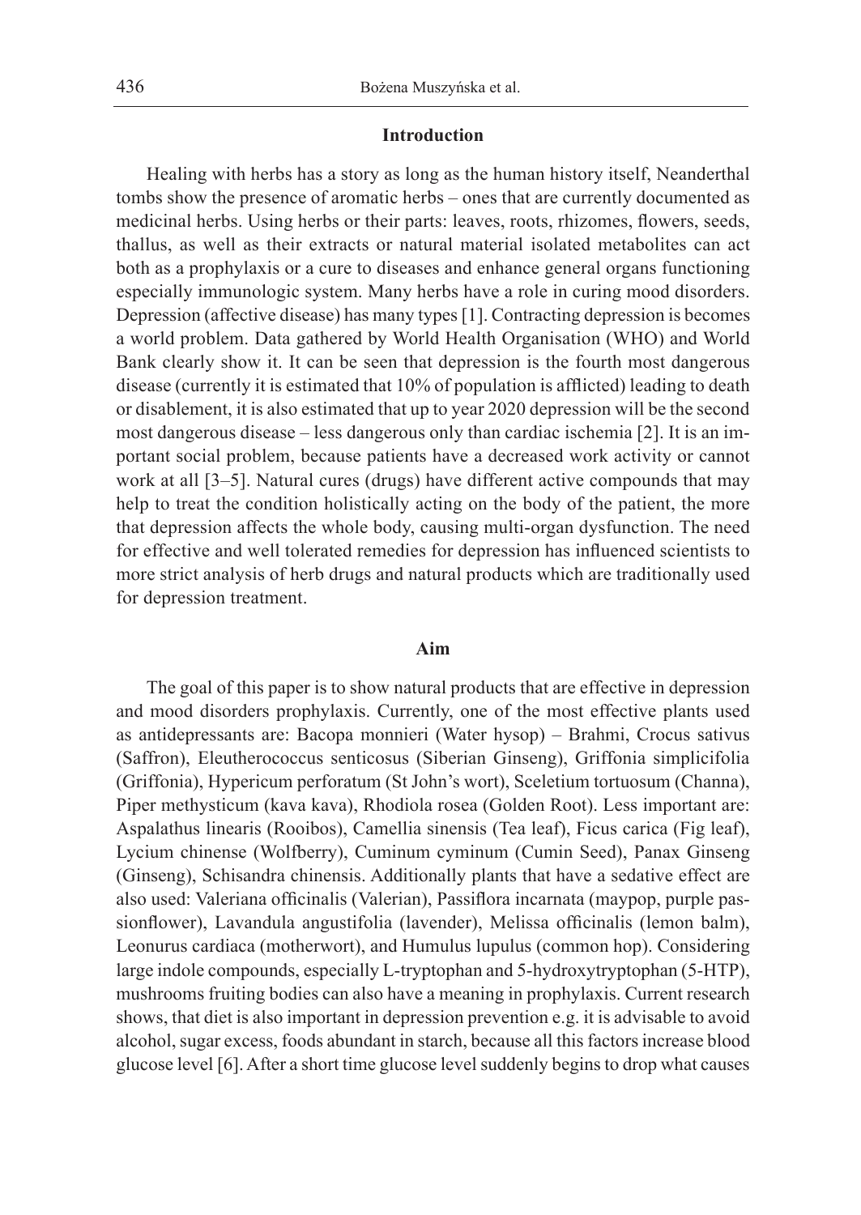## Introduction

Healing with herbs has a story as long as the human history itself, Neanderthal tombs show the presence of aromatic herbs – ones that are currently documented as medicinal herbs. Using herbs or their parts: leaves, roots, rhizomes, flowers, seeds, thallus, as well as their extracts or natural material isolated metabolites can act both as a prophylaxis or a cure to diseases and enhance general organs functioning especially immunologic system. Many herbs have a role in curing mood disorders. Depression (affective disease) has many types [1]. Contracting depression is becomes a world problem. Data gathered by World Health Organisation (WHO) and World Bank clearly show it. It can be seen that depression is the fourth most dangerous disease (currently it is estimated that 10% of population is afflicted) leading to death or disablement, it is also estimated that up to year 2020 depression will be the second most dangerous disease – less dangerous only than cardiac ischemia [2]. It is an important social problem, because patients have a decreased work activity or cannot work at all [3–5]. Natural cures (drugs) have different active compounds that may help to treat the condition holistically acting on the body of the patient, the more that depression affects the whole body, causing multi-organ dysfunction. The need for effective and well tolerated remedies for depression has influenced scientists to more strict analysis of herb drugs and natural products which are traditionally used for depression treatment.

## Aim

The goal of this paper is to show natural products that are effective in depression and mood disorders prophylaxis. Currently, one of the most effective plants used as antidepressants are: Bacopa monnieri (Water hysop) – Brahmi, Crocus sativus (Saffron), Eleutherococcus senticosus (Siberian Ginseng), Griffonia simplicifolia (Griffonia), Hypericum perforatum (St John's wort), Sceletium tortuosum (Channa), Piper methysticum (kava kava), Rhodiola rosea (Golden Root). Less important are: Aspalathus linearis (Rooibos), Camellia sinensis (Tea leaf), Ficus carica (Fig leaf), Lycium chinense (Wolfberry), Cuminum cyminum (Cumin Seed), Panax Ginseng (Ginseng), Schisandra chinensis. Additionally plants that have a sedative effect are also used: Valeriana officinalis (Valerian), Passiflora incarnata (maypop, purple passionflower), Lavandula angustifolia (lavender), Melissa officinalis (lemon balm), Leonurus cardiaca (motherwort), and Humulus lupulus (common hop). Considering large indole compounds, especially L-tryptophan and 5-hydroxytryptophan (5-HTP), mushrooms fruiting bodies can also have a meaning in prophylaxis. Current research shows, that diet is also important in depression prevention e.g. it is advisable to avoid alcohol, sugar excess, foods abundant in starch, because all this factors increase blood glucose level [6]. After a short time glucose level suddenly begins to drop what causes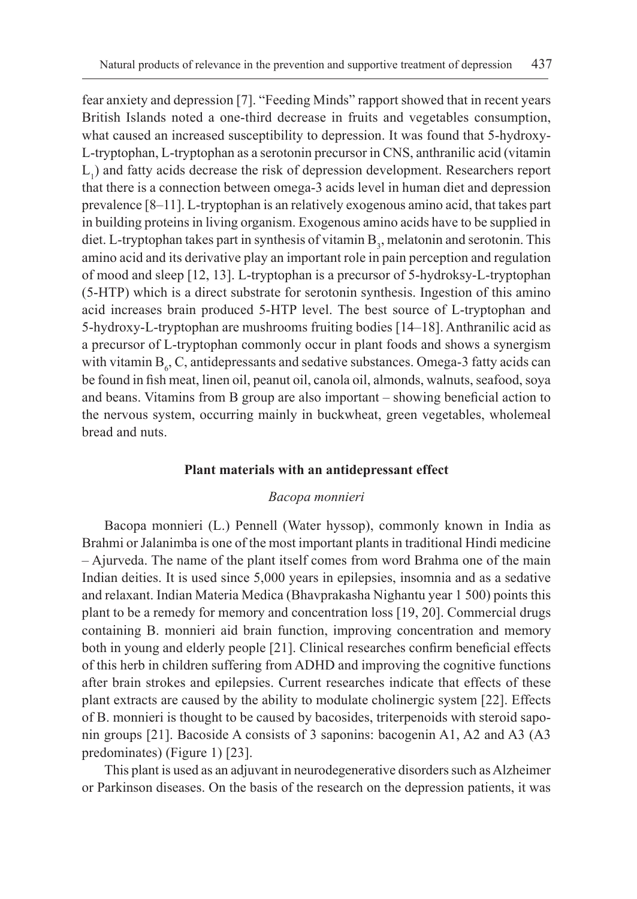fear anxiety and depression [7]. "Feeding Minds" rapport showed that in recent years British Islands noted a one-third decrease in fruits and vegetables consumption, what caused an increased susceptibility to depression. It was found that 5-hydroxy-L-tryptophan, L-tryptophan as a serotonin precursor in CNS, anthranilic acid (vitamin $L_1$) and fatty acids decrease the risk of depression development. Researchers report that there is a connection between omega-3 acids level in human diet and depression prevalence [8–11]. L-tryptophan is an relatively exogenous amino acid, that takes part in building proteins in living organism. Exogenous amino acids have to be supplied in diet. L-tryptophan takes part in synthesis of vitamin $B_3$, melatonin and serotonin. This amino acid and its derivative play an important role in pain perception and regulation of mood and sleep [12, 13]. L-tryptophan is a precursor of 5-hydroksy-L-tryptophan (5-HTP) which is a direct substrate for serotonin synthesis. Ingestion of this amino acid increases brain produced 5-HTP level. The best source of L-tryptophan and 5-hydroxy-L-tryptophan are mushrooms fruiting bodies [14–18]. Anthranilic acid as a precursor of L-tryptophan commonly occur in plant foods and shows a synergism with vitamin $B_6$, C, antidepressants and sedative substances. Omega-3 fatty acids can be found in fish meat, linen oil, peanut oil, canola oil, almonds, walnuts, seafood, soya and beans. Vitamins from B group are also important – showing beneficial action to the nervous system, occurring mainly in buckwheat, green vegetables, wholemeal bread and nuts.

## Plant materials with an antidepressant effect

### *Bacopa monnieri*

Bacopa monnieri (L.) Pennell (Water hyssop), commonly known in India as Brahmi or Jalanimba is one of the most important plants in traditional Hindi medicine – Ajurveda. The name of the plant itself comes from word Brahma one of the main Indian deities. It is used since 5,000 years in epilepsies, insomnia and as a sedative and relaxant. Indian Materia Medica (Bhavprakasha Nighantu year 1 500) points this plant to be a remedy for memory and concentration loss [19, 20]. Commercial drugs containing B. monnieri aid brain function, improving concentration and memory both in young and elderly people [21]. Clinical researches confirm beneficial effects of this herb in children suffering from ADHD and improving the cognitive functions after brain strokes and epilepsies. Current researches indicate that effects of these plant extracts are caused by the ability to modulate cholinergic system [22]. Effects of B. monnieri is thought to be caused by bacosides, triterpenoids with steroid saponin groups [21]. Bacoside A consists of 3 saponins: bacogenin A1, A2 and A3 (A3 predominates) (Figure 1) [23].

This plant is used as an adjuvant in neurodegenerative disorders such as Alzheimer or Parkinson diseases. On the basis of the research on the depression patients, it was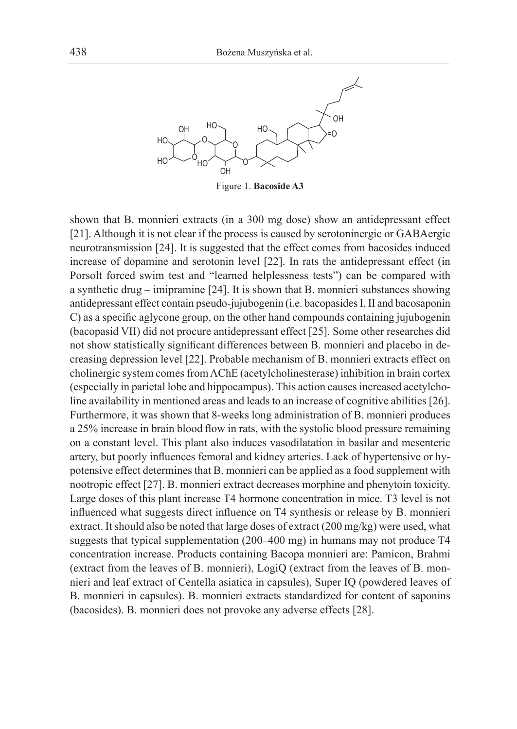Figure 1. **Bacoside A3**

shown that B. monnieri extracts (in a 300 mg dose) show an antidepressant effect [21]. Although it is not clear if the process is caused by serotoninergic or GABAergic neurotransmission [24]. It is suggested that the effect comes from bacosides induced increase of dopamine and serotonin level [22]. In rats the antidepressant effect (in Porsolt forced swim test and "learned helplessness tests") can be compared with a synthetic drug – imipramine [24]. It is shown that B. monnieri substances showing antidepressant effect contain pseudo-jujubogenin (i.e. bacopasides I, II and bacosaponin C) as a specific aglycone group, on the other hand compounds containing jujubogenin (bacopasid VII) did not procure antidepressant effect [25]. Some other researches did not show statistically significant differences between B. monnieri and placebo in decreasing depression level [22]. Probable mechanism of B. monnieri extracts effect on cholinergic system comes from AChE (acetylcholinesterase) inhibition in brain cortex (especially in parietal lobe and hippocampus). This action causes increased acetylcholine availability in mentioned areas and leads to an increase of cognitive abilities [26]. Furthermore, it was shown that 8-weeks long administration of B. monnieri produces a 25% increase in brain blood flow in rats, with the systolic blood pressure remaining on a constant level. This plant also induces vasodilatation in basilar and mesenteric artery, but poorly influences femoral and kidney arteries. Lack of hypertensive or hypotensive effect determines that B. monnieri can be applied as a food supplement with nootropic effect [27]. B. monnieri extract decreases morphine and phenytoin toxicity. Large doses of this plant increase T4 hormone concentration in mice. T3 level is not influenced what suggests direct influence on T4 synthesis or release by B. monnieri extract. It should also be noted that large doses of extract (200 mg/kg) were used, what suggests that typical supplementation (200–400 mg) in humans may not produce T4 concentration increase. Products containing Bacopa monnieri are: Pamicon, Brahmi (extract from the leaves of B. monnieri), LogiQ (extract from the leaves of B. monnieri and leaf extract of Centella asiatica in capsules), Super IQ (powdered leaves of B. monnieri in capsules). B. monnieri extracts standardized for content of saponins (bacosides). B. monnieri does not provoke any adverse effects [28].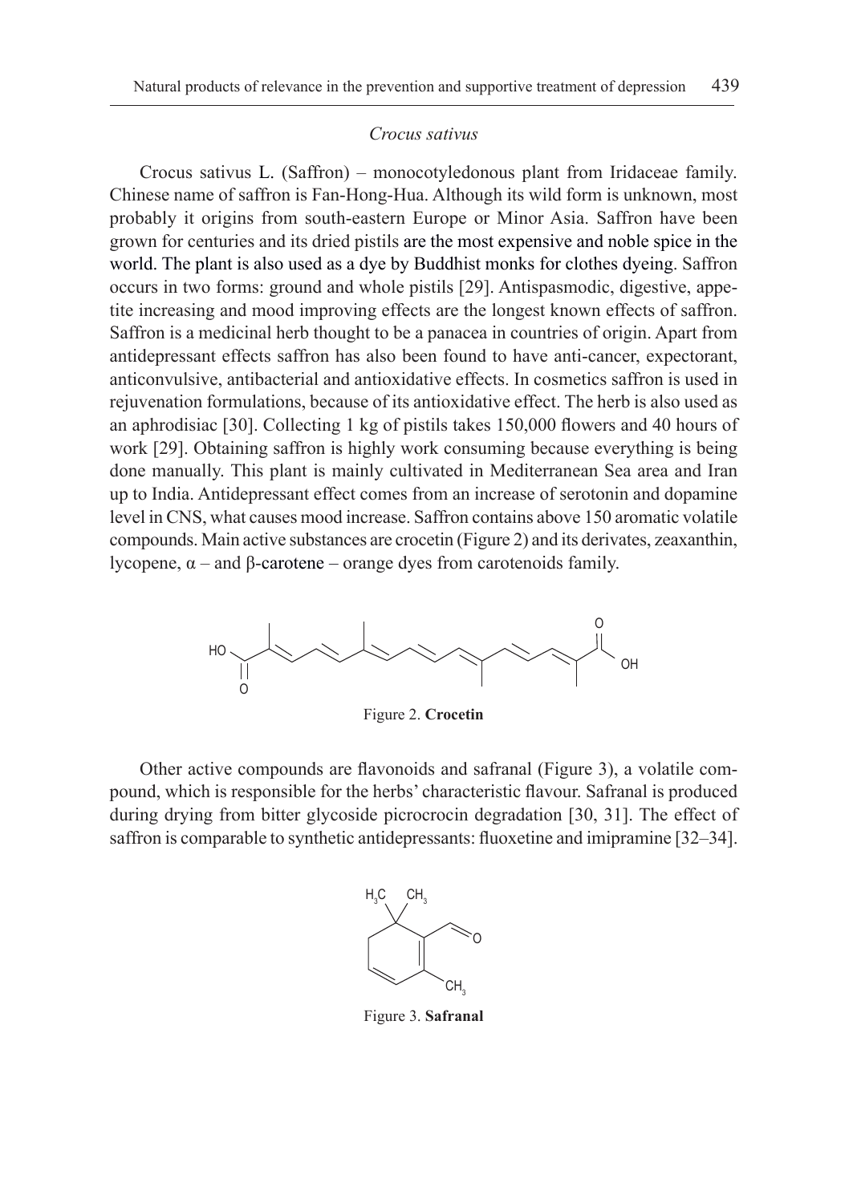*Crocus sativus*

Crocus sativus L. (Saffron) – monocotyledonous plant from Iridaceae family. Chinese name of saffron is Fan-Hong-Hua. Although its wild form is unknown, most probably it origins from south-eastern Europe or Minor Asia. Saffron have been grown for centuries and its dried pistils are the most expensive and noble spice in the world. The plant is also used as a dye by Buddhist monks for clothes dyeing. Saffron occurs in two forms: ground and whole pistils [29]. Antispasmodic, digestive, appetite increasing and mood improving effects are the longest known effects of saffron. Saffron is a medicinal herb thought to be a panacea in countries of origin. Apart from antidepressant effects saffron has also been found to have anti-cancer, expectorant, anticonvulsive, antibacterial and antioxidative effects. In cosmetics saffron is used in rejuvenation formulations, because of its antioxidative effect. The herb is also used as an aphrodisiac [30]. Collecting 1 kg of pistils takes 150,000 flowers and 40 hours of work [29]. Obtaining saffron is highly work consuming because everything is being done manually. This plant is mainly cultivated in Mediterranean Sea area and Iran up to India. Antidepressant effect comes from an increase of serotonin and dopamine level in CNS, what causes mood increase. Saffron contains above 150 aromatic volatile compounds. Main active substances are crocetin (Figure 2) and its derivates, zeaxanthin, lycopene, α – and β-carotene – orange dyes from carotenoids family.

Figure 2. **Crocetin**

Other active compounds are flavonoids and safranal (Figure 3), a volatile compound, which is responsible for the herbs' characteristic flavour. Safranal is produced during drying from bitter glycoside picrocrocin degradation [30, 31]. The effect of saffron is comparable to synthetic antidepressants: fluoxetine and imipramine [32–34].

Figure 3. **Safranal**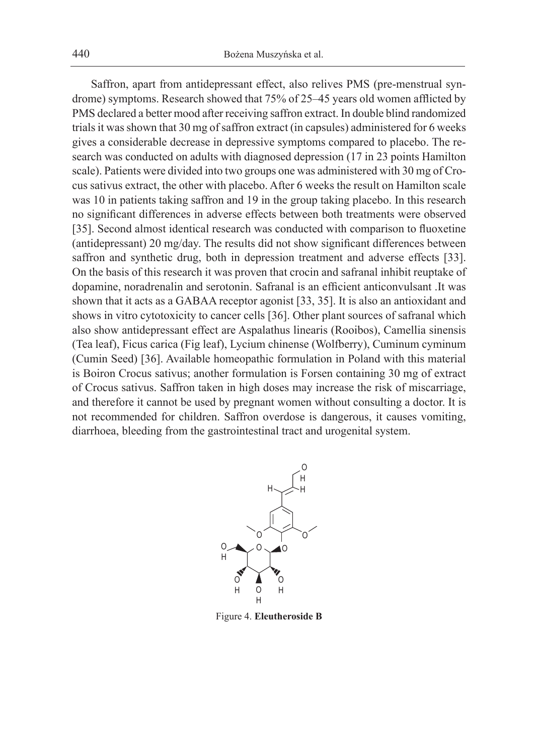Saffron, apart from antidepressant effect, also relives PMS (pre-menstrual syndrome) symptoms. Research showed that 75% of 25–45 years old women afflicted by PMS declared a better mood after receiving saffron extract. In double blind randomized trials it was shown that 30 mg of saffron extract (in capsules) administered for 6 weeks gives a considerable decrease in depressive symptoms compared to placebo. The research was conducted on adults with diagnosed depression (17 in 23 points Hamilton scale). Patients were divided into two groups one was administered with 30 mg of Crocus sativus extract, the other with placebo. After 6 weeks the result on Hamilton scale was 10 in patients taking saffron and 19 in the group taking placebo. In this research no significant differences in adverse effects between both treatments were observed [35]. Second almost identical research was conducted with comparison to fluoxetine (antidepressant) 20 mg/day. The results did not show significant differences between saffron and synthetic drug, both in depression treatment and adverse effects [33]. On the basis of this research it was proven that crocin and safranal inhibit reuptake of dopamine, noradrenalin and serotonin. Safranal is an efficient anticonvulsant .It was shown that it acts as a GABAA receptor agonist [33, 35]. It is also an antioxidant and shows in vitro cytotoxicity to cancer cells [36]. Other plant sources of safranal which also show antidepressant effect are Aspalathus linearis (Rooibos), Camellia sinensis (Tea leaf), Ficus carica (Fig leaf), Lycium chinense (Wolfberry), Cuminum cyminum (Cumin Seed) [36]. Available homeopathic formulation in Poland with this material is Boiron Crocus sativus; another formulation is Forsen containing 30 mg of extract of Crocus sativus. Saffron taken in high doses may increase the risk of miscarriage, and therefore it cannot be used by pregnant women without consulting a doctor. It is not recommended for children. Saffron overdose is dangerous, it causes vomiting, diarrhoea, bleeding from the gastrointestinal tract and urogenital system.

Figure 4. **Eleutheroside B**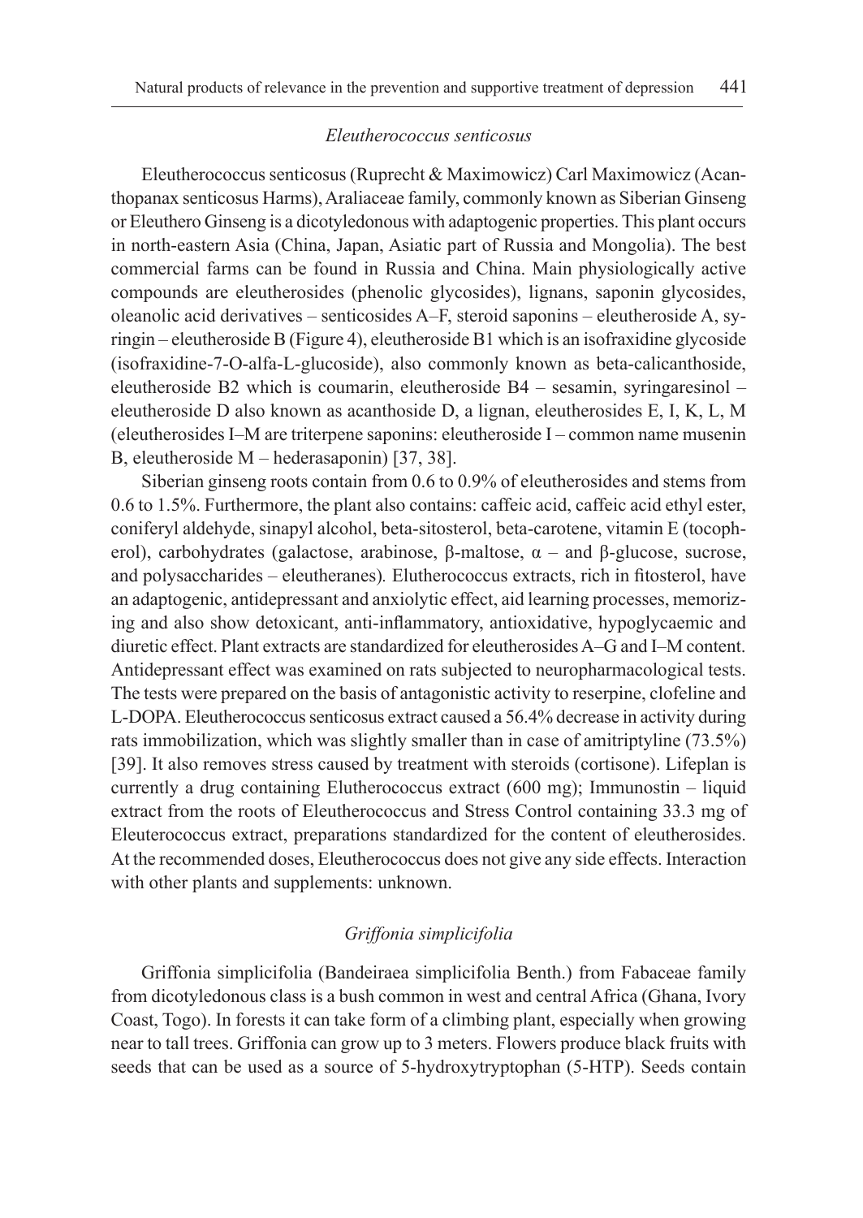### *Eleutherococcus senticosus*

Eleutherococcus senticosus (Ruprecht & Maximowicz) Carl Maximowicz (Acanthopanax senticosus Harms), Araliaceae family, commonly known as Siberian Ginseng or Eleuthero Ginseng is a dicotyledonous with adaptogenic properties. This plant occurs in north-eastern Asia (China, Japan, Asiatic part of Russia and Mongolia). The best commercial farms can be found in Russia and China. Main physiologically active compounds are eleutherosides (phenolic glycosides), lignans, saponin glycosides, oleanolic acid derivatives – senticosides A–F, steroid saponins – eleutheroside A, syringin – eleutheroside B (Figure 4), eleutheroside B1 which is an isofraxidine glycoside (isofraxidine-7-O-alfa-L-glucoside), also commonly known as beta-calicanthoside, eleutheroside B2 which is coumarin, eleutheroside B4 – sesamin, syringaresinol – eleutheroside D also known as acanthoside D, a lignan, eleutherosides E, I, K, L, M (eleutherosides I–M are triterpene saponins: eleutheroside I – common name musenin B, eleutheroside M – hederasaponin) [37, 38].

Siberian ginseng roots contain from 0.6 to 0.9% of eleutherosides and stems from 0.6 to 1.5%. Furthermore, the plant also contains: caffeic acid, caffeic acid ethyl ester, coniferyl aldehyde, sinapyl alcohol, beta-sitosterol, beta-carotene, vitamin E (tocopherol), carbohydrates (galactose, arabinose, β-maltose, α – and β-glucose, sucrose, and polysaccharides – eleutheranes). Eleutherococcus extracts, rich in fitosterol, have an adaptogenic, antidepressant and anxiolytic effect, aid learning processes, memorizing and also show detoxicant, anti-inflammatory, antioxidative, hypoglycaemic and diuretic effect. Plant extracts are standardized for eleutherosides A–G and I–M content. Antidepressant effect was examined on rats subjected to neuropharmacological tests. The tests were prepared on the basis of antagonistic activity to reserpine, clofeline and L-DOPA. Eleutherococcus senticosus extract caused a 56.4% decrease in activity during rats immobilization, which was slightly smaller than in case of amitriptyline (73.5%) [39]. It also removes stress caused by treatment with steroids (cortisone). Lifeplan is currently a drug containing Elutherococcus extract (600 mg); Immunostin – liquid extract from the roots of Eleutherococcus and Stress Control containing 33.3 mg of Eleuterococcus extract, preparations standardized for the content of eleutherosides. At the recommended doses, Eleutherococcus does not give any side effects. Interaction with other plants and supplements: unknown.

### *Griffonia simplicifolia*

Griffonia simplicifolia (Bandeiraea simplicifolia Benth.) from Fabaceae family from dicotyledonous class is a bush common in west and central Africa (Ghana, Ivory Coast, Togo). In forests it can take form of a climbing plant, especially when growing near to tall trees. Griffonia can grow up to 3 meters. Flowers produce black fruits with seeds that can be used as a source of 5-hydroxytryptophan (5-HTP). Seeds contain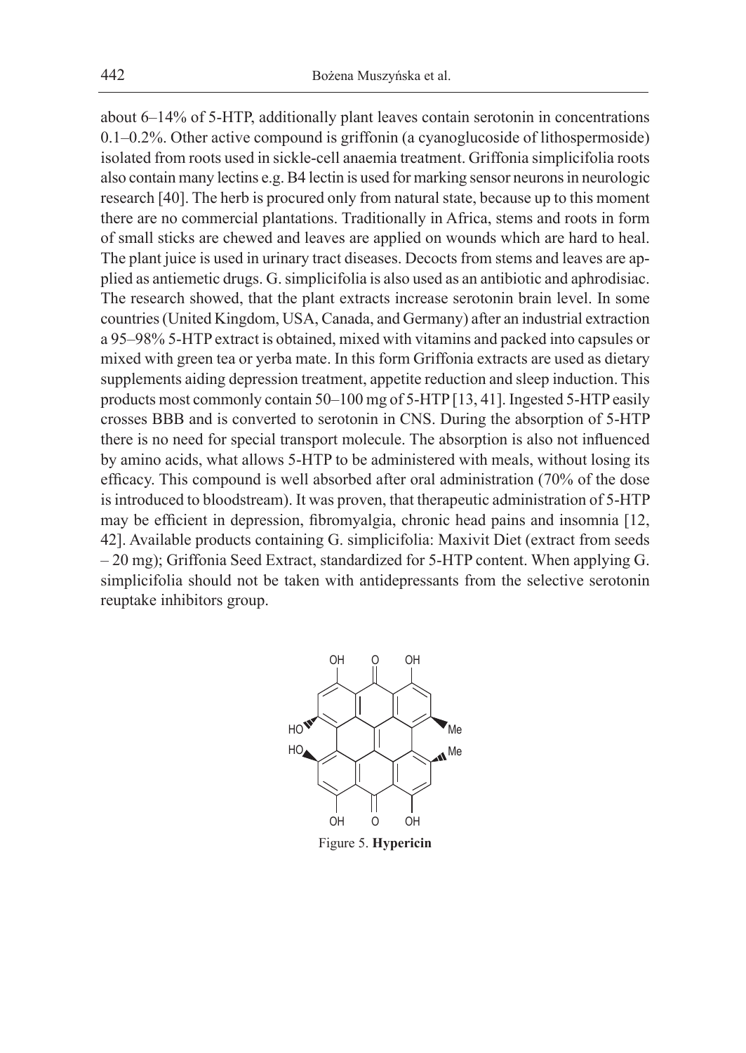about 6–14% of 5-HTP, additionally plant leaves contain serotonin in concentrations 0.1–0.2%. Other active compound is griffonin (a cyanoglucoside of lithospermoside) isolated from roots used in sickle-cell anaemia treatment. Griffonia simplicifolia roots also contain many lectins e.g. B4 lectin is used for marking sensor neurons in neurologic research [40]. The herb is procured only from natural state, because up to this moment there are no commercial plantations. Traditionally in Africa, stems and roots in form of small sticks are chewed and leaves are applied on wounds which are hard to heal. The plant juice is used in urinary tract diseases. Decocts from stems and leaves are applied as antiemetic drugs. G. simplicifolia is also used as an antibiotic and aphrodisiac. The research showed, that the plant extracts increase serotonin brain level. In some countries (United Kingdom, USA, Canada, and Germany) after an industrial extraction a 95–98% 5-HTP extract is obtained, mixed with vitamins and packed into capsules or mixed with green tea or yerba mate. In this form Griffonia extracts are used as dietary supplements aiding depression treatment, appetite reduction and sleep induction. This products most commonly contain 50–100 mg of 5-HTP [13, 41]. Ingested 5-HTP easily crosses BBB and is converted to serotonin in CNS. During the absorption of 5-HTP there is no need for special transport molecule. The absorption is also not influenced by amino acids, what allows 5-HTP to be administered with meals, without losing its efficacy. This compound is well absorbed after oral administration (70% of the dose is introduced to bloodstream). It was proven, that therapeutic administration of 5-HTP may be efficient in depression, fibromyalgia, chronic head pains and insomnia [12, 42]. Available products containing G. simplicifolia: Maxivit Diet (extract from seeds – 20 mg); Griffonia Seed Extract, standardized for 5-HTP content. When applying G. simplicifolia should not be taken with antidepressants from the selective serotonin reuptake inhibitors group.

Figure 5. **Hypericin**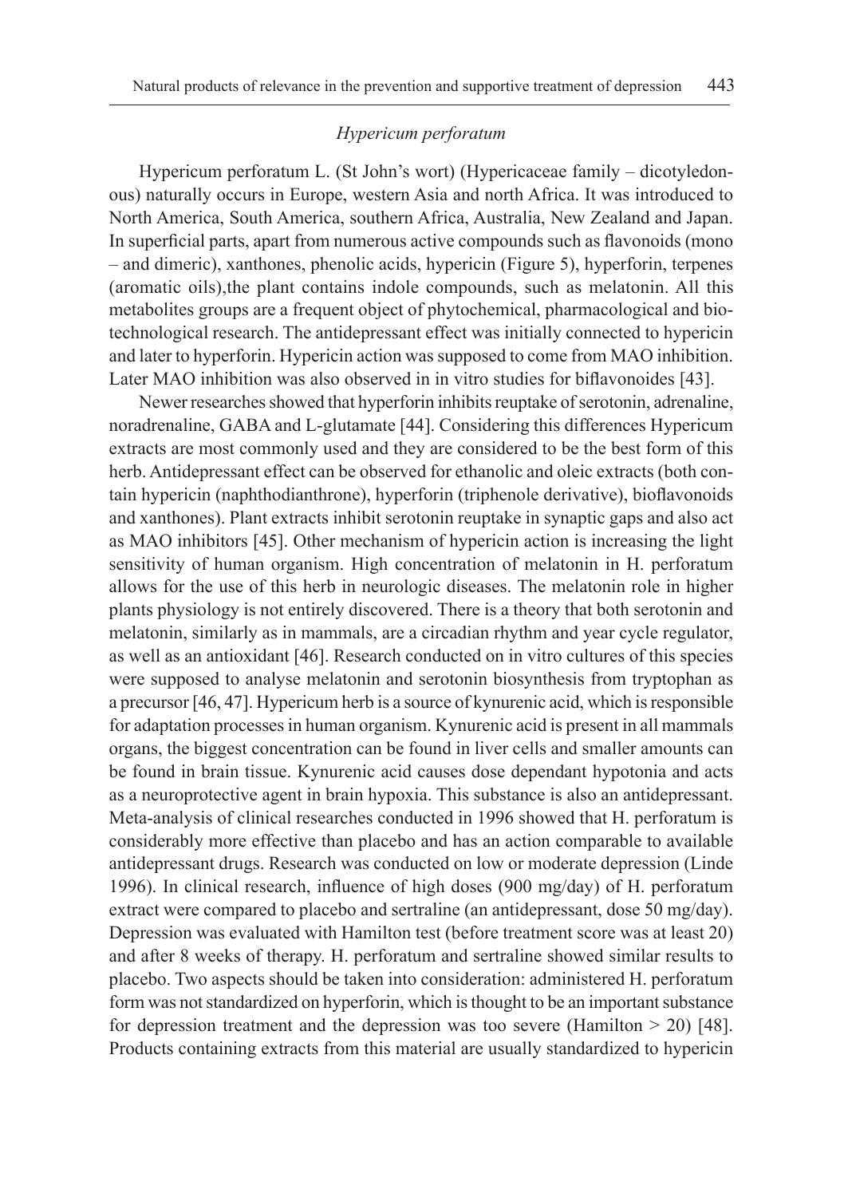### *Hypericum perforatum*

Hypericum perforatum L. (St John's wort) (Hypericaceae family – dicotyledonous) naturally occurs in Europe, western Asia and north Africa. It was introduced to North America, South America, southern Africa, Australia, New Zealand and Japan. In superficial parts, apart from numerous active compounds such as flavonoids (mono – and dimeric), xanthones, phenolic acids, hypericin (Figure 5), hyperforin, terpenes (aromatic oils),the plant contains indole compounds, such as melatonin. All this metabolites groups are a frequent object of phytochemical, pharmacological and biotechnological research. The antidepressant effect was initially connected to hypericin and later to hyperforin. Hypericin action was supposed to come from MAO inhibition. Later MAO inhibition was also observed in in vitro studies for biflavonoides [43].

Newer researches showed that hyperforin inhibits reuptake of serotonin, adrenaline, noradrenaline, GABA and L-glutamate [44]. Considering this differences Hypericum extracts are most commonly used and they are considered to be the best form of this herb. Antidepressant effect can be observed for ethanolic and oleic extracts (both contain hypericin (naphthodianthrone), hyperforin (triphenole derivative), bioflavonoids and xanthones). Plant extracts inhibit serotonin reuptake in synaptic gaps and also act as MAO inhibitors [45]. Other mechanism of hypericin action is increasing the light sensitivity of human organism. High concentration of melatonin in H. perforatum allows for the use of this herb in neurologic diseases. The melatonin role in higher plants physiology is not entirely discovered. There is a theory that both serotonin and melatonin, similarly as in mammals, are a circadian rhythm and year cycle regulator, as well as an antioxidant [46]. Research conducted on in vitro cultures of this species were supposed to analyse melatonin and serotonin biosynthesis from tryptophan as a precursor [46, 47]. Hypericum herb is a source of kynurenic acid, which is responsible for adaptation processes in human organism. Kynurenic acid is present in all mammals organs, the biggest concentration can be found in liver cells and smaller amounts can be found in brain tissue. Kynurenic acid causes dose dependant hypotonia and acts as a neuroprotective agent in brain hypoxia. This substance is also an antidepressant. Meta-analysis of clinical researches conducted in 1996 showed that H. perforatum is considerably more effective than placebo and has an action comparable to available antidepressant drugs. Research was conducted on low or moderate depression (Linde 1996). In clinical research, influence of high doses (900 mg/day) of H. perforatum extract were compared to placebo and sertraline (an antidepressant, dose 50 mg/day). Depression was evaluated with Hamilton test (before treatment score was at least 20) and after 8 weeks of therapy. H. perforatum and sertraline showed similar results to placebo. Two aspects should be taken into consideration: administered H. perforatum form was not standardized on hyperforin, which is thought to be an important substance for depression treatment and the depression was too severe (Hamilton > 20) [48]. Products containing extracts from this material are usually standardized to hypericin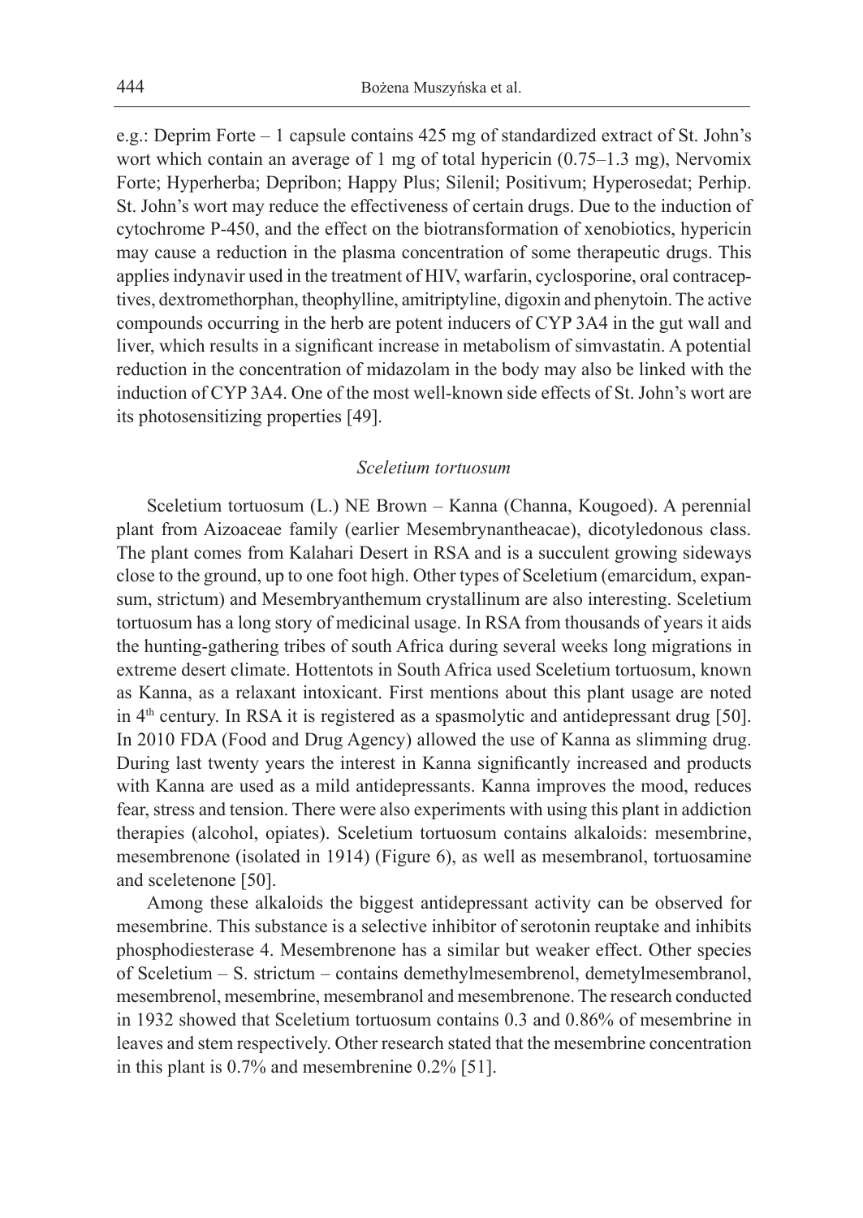e.g.: Deprim Forte – 1 capsule contains 425 mg of standardized extract of St. John's wort which contain an average of 1 mg of total hypericin (0.75–1.3 mg), Nervomix Forte; Hyperherba; Depribon; Happy Plus; Silenil; Positivum; Hyperosedat; Perhip. St. John's wort may reduce the effectiveness of certain drugs. Due to the induction of cytochrome P-450, and the effect on the biotransformation of xenobiotics, hypericin may cause a reduction in the plasma concentration of some therapeutic drugs. This applies indynavir used in the treatment of HIV, warfarin, cyclosporine, oral contraceptives, dextromethorphan, theophylline, amitriptyline, digoxin and phenytoin. The active compounds occurring in the herb are potent inducers of CYP 3A4 in the gut wall and liver, which results in a significant increase in metabolism of simvastatin. A potential reduction in the concentration of midazolam in the body may also be linked with the induction of CYP 3A4. One of the most well-known side effects of St. John's wort are its photosensitizing properties [49].

### *Sceletium tortuosum*

Sceletium tortuosum (L.) NE Brown – Kanna (Channa, Kougoed). A perennial plant from Aizoaceae family (earlier Mesembrynantheacae), dicotyledonous class. The plant comes from Kalahari Desert in RSA and is a succulent growing sideways close to the ground, up to one foot high. Other types of Sceletium (emarcidum, expansum, strictum) and Mesembryanthemum crystallinum are also interesting. Sceletium tortuosum has a long story of medicinal usage. In RSA from thousands of years it aids the hunting-gathering tribes of south Africa during several weeks long migrations in extreme desert climate. Hottentots in South Africa used Sceletium tortuosum, known as Kanna, as a relaxant intoxicant. First mentions about this plant usage are noted in 4th century. In RSA it is registered as a spasmolytic and antidepressant drug [50]. In 2010 FDA (Food and Drug Agency) allowed the use of Kanna as slimming drug. During last twenty years the interest in Kanna significantly increased and products with Kanna are used as a mild antidepressants. Kanna improves the mood, reduces fear, stress and tension. There were also experiments with using this plant in addiction therapies (alcohol, opiates). Sceletium tortuosum contains alkaloids: mesembrine, mesembrenone (isolated in 1914) (Figure 6), as well as mesembranol, tortuosamine and sceletenone [50].

Among these alkaloids the biggest antidepressant activity can be observed for mesembrine. This substance is a selective inhibitor of serotonin reuptake and inhibits phosphodiesterase 4. Mesembrenone has a similar but weaker effect. Other species of Sceletium – S. strictum – contains demethylmesembrenol, demetylmesembranol, mesembrenol, mesembrine, mesembranol and mesembrenone. The research conducted in 1932 showed that Sceletium tortuosum contains 0.3 and 0.86% of mesembrine in leaves and stem respectively. Other research stated that the mesembrine concentration in this plant is 0.7% and mesembrenine 0.2% [51].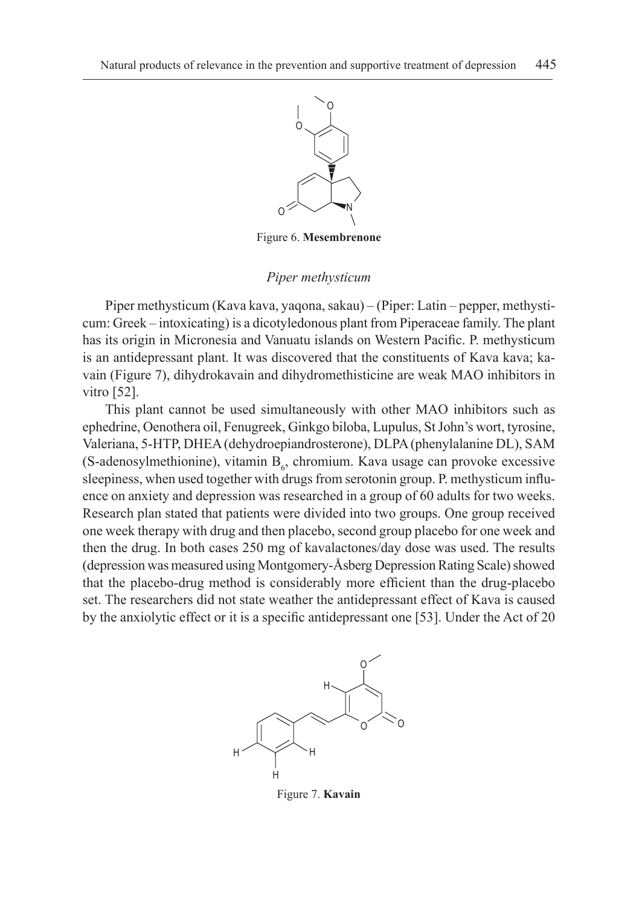Figure 6. **Mesembrenone**

### *Piper methysticum*

Piper methysticum (Kava kava, yaqona, sakau) – (Piper: Latin – pepper, methysticum: Greek – intoxicating) is a dicotyledonous plant from Piperaceae family. The plant has its origin in Micronesia and Vanuatu islands on Western Pacific. P. methysticum is an antidepressant plant. It was discovered that the constituents of Kava kava; kavain (Figure 7), dihydrokavain and dihydromethisticine are weak MAO inhibitors in vitro [52].

This plant cannot be used simultaneously with other MAO inhibitors such as ephedrine, Oenothera oil, Fenugreek, Ginkgo biloba, Lupulus, St John's wort, tyrosine, Valeriana, 5-HTP, DHEA (dehydroepiandrosterone), DLPA (phenylalanine DL), SAM (S-adenosylmethionine), vitamin $B_6$, chromium. Kava usage can provoke excessive sleepiness, when used together with drugs from serotonin group. P. methysticum influence on anxiety and depression was researched in a group of 60 adults for two weeks. Research plan stated that patients were divided into two groups. One group received one week therapy with drug and then placebo, second group placebo for one week and then the drug. In both cases 250 mg of kavalactones/day dose was used. The results (depression was measured using Montgomery-Åsberg Depression Rating Scale) showed that the placebo-drug method is considerably more efficient than the drug-placebo set. The researchers did not state weather the antidepressant effect of Kava is caused by the anxiolytic effect or it is a specific antidepressant one [53]. Under the Act of 20

Figure 7. **Kavain**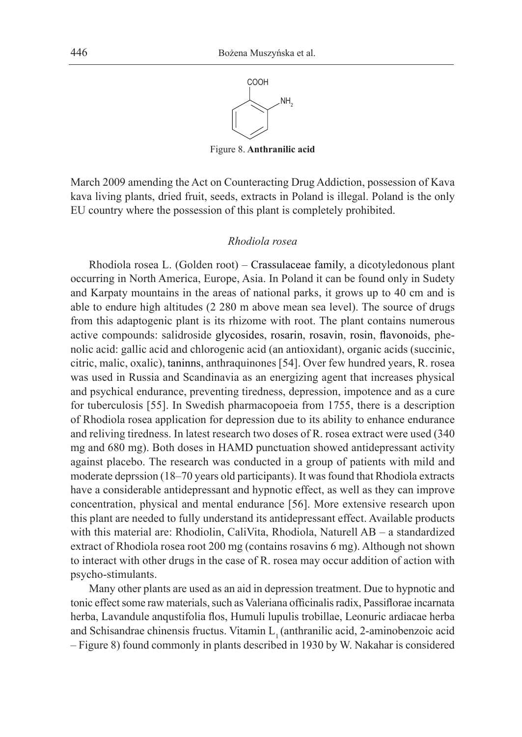Figure 8. **Anthranilic acid**

March 2009 amending the Act on Counteracting Drug Addiction, possession of Kava kava living plants, dried fruit, seeds, extracts in Poland is illegal. Poland is the only EU country where the possession of this plant is completely prohibited.

### *Rhodiola rosea*

Rhodiola rosea L. (Golden root) – Crassulaceae family, a dicotyledonous plant occurring in North America, Europe, Asia. In Poland it can be found only in Sudety and Karpaty mountains in the areas of national parks, it grows up to 40 cm and is able to endure high altitudes (2 280 m above mean sea level). The source of drugs from this adaptogenic plant is its rhizome with root. The plant contains numerous active compounds: salidroside glycosides, rosarin, rosavin, rosin, flavonoids, phenolic acid: gallic acid and chlorogenic acid (an antioxidant), organic acids (succinic, citric, malic, oxalic), taninns, anthraquinones [54]. Over few hundred years, R. rosea was used in Russia and Scandinavia as an energizing agent that increases physical and psychical endurance, preventing tiredness, depression, impotence and as a cure for tuberculosis [55]. In Swedish pharmacopoeia from 1755, there is a description of Rhodiola rosea application for depression due to its ability to enhance endurance and reliving tiredness. In latest research two doses of R. rosea extract were used (340 mg and 680 mg). Both doses in HAMD punctuation showed antidepressant activity against placebo. The research was conducted in a group of patients with mild and moderate deprssion (18–70 years old participants). It was found that Rhodiola extracts have a considerable antidepressant and hypnotic effect, as well as they can improve concentration, physical and mental endurance [56]. More extensive research upon this plant are needed to fully understand its antidepressant effect. Available products with this material are: Rhodiolin, CaliVita, Rhodiola, Naturell AB – a standardized extract of Rhodiola rosea root 200 mg (contains rosavins 6 mg). Although not shown to interact with other drugs in the case of R. rosea may occur addition of action with psycho-stimulants.

Many other plants are used as an aid in depression treatment. Due to hypnotic and tonic effect some raw materials, such as Valeriana officinalis radix, Passiflorae incarnata herba, Lavandule anqustifolia flos, Humuli lupulis trobillae, Leonuric ardiacae herba and Schisandrae chinensis fructus. Vitamin $L_1$ (anthranilic acid, 2-aminobenzoic acid – Figure 8) found commonly in plants described in 1930 by W. Nakahar is considered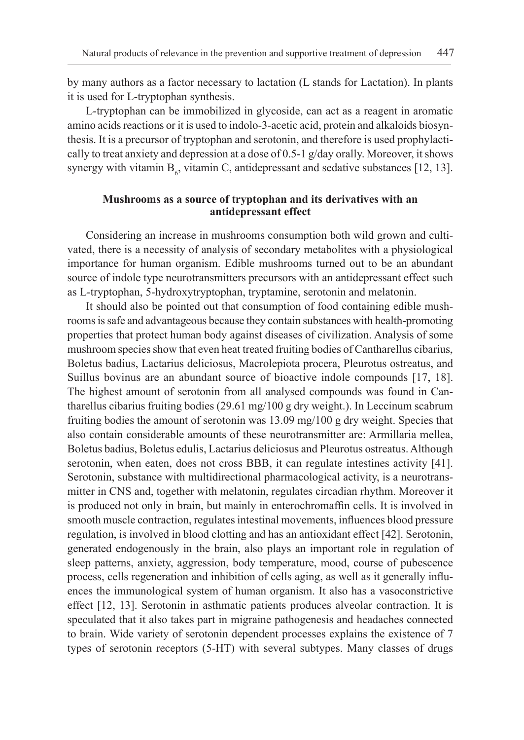by many authors as a factor necessary to lactation (L stands for Lactation). In plants it is used for L-tryptophan synthesis.

L-tryptophan can be immobilized in glycoside, can act as a reagent in aromatic amino acids reactions or it is used to indolo-3-acetic acid, protein and alkaloids biosynthesis. It is a precursor of tryptophan and serotonin, and therefore is used prophylactically to treat anxiety and depression at a dose of 0.5-1 g/day orally. Moreover, it shows synergy with vitamin $B_6$, vitamin C, antidepressant and sedative substances [12, 13].

## Mushrooms as a source of tryptophan and its derivatives with an antidepressant effect

Considering an increase in mushrooms consumption both wild grown and cultivated, there is a necessity of analysis of secondary metabolites with a physiological importance for human organism. Edible mushrooms turned out to be an abundant source of indole type neurotransmitters precursors with an antidepressant effect such as L-tryptophan, 5-hydroxytryptophan, tryptamine, serotonin and melatonin.

It should also be pointed out that consumption of food containing edible mushrooms is safe and advantageous because they contain substances with health-promoting properties that protect human body against diseases of civilization. Analysis of some mushroom species show that even heat treated fruiting bodies of Cantharellus cibarius, Boletus badius, Lactarius deliciosus, Macrolepiota procera, Pleurotus ostreatus, and Suillus bovinus are an abundant source of bioactive indole compounds [17, 18]. The highest amount of serotonin from all analysed compounds was found in Cantharellus cibarius fruiting bodies (29.61 mg/100 g dry weight.). In Leccinum scabrum fruiting bodies the amount of serotonin was 13.09 mg/100 g dry weight. Species that also contain considerable amounts of these neurotransmitter are: Armillaria mellea, Boletus badius, Boletus edulis, Lactarius deliciosus and Pleurotus ostreatus. Although serotonin, when eaten, does not cross BBB, it can regulate intestines activity [41]. Serotonin, substance with multidirectional pharmacological activity, is a neurotransmitter in CNS and, together with melatonin, regulates circadian rhythm. Moreover it is produced not only in brain, but mainly in enterochromaffin cells. It is involved in smooth muscle contraction, regulates intestinal movements, influences blood pressure regulation, is involved in blood clotting and has an antioxidant effect [42]. Serotonin, generated endogenously in the brain, also plays an important role in regulation of sleep patterns, anxiety, aggression, body temperature, mood, course of pubescence process, cells regeneration and inhibition of cells aging, as well as it generally influences the immunological system of human organism. It also has a vasoconstricive effect [12, 13]. Serotonin in asthmatic patients produces alveolar contraction. It is speculated that it also takes part in migraine pathogenesis and headaches connected to brain. Wide variety of serotonin dependent processes explains the existence of 7 types of serotonin receptors (5-HT) with several subtypes. Many classes of drugs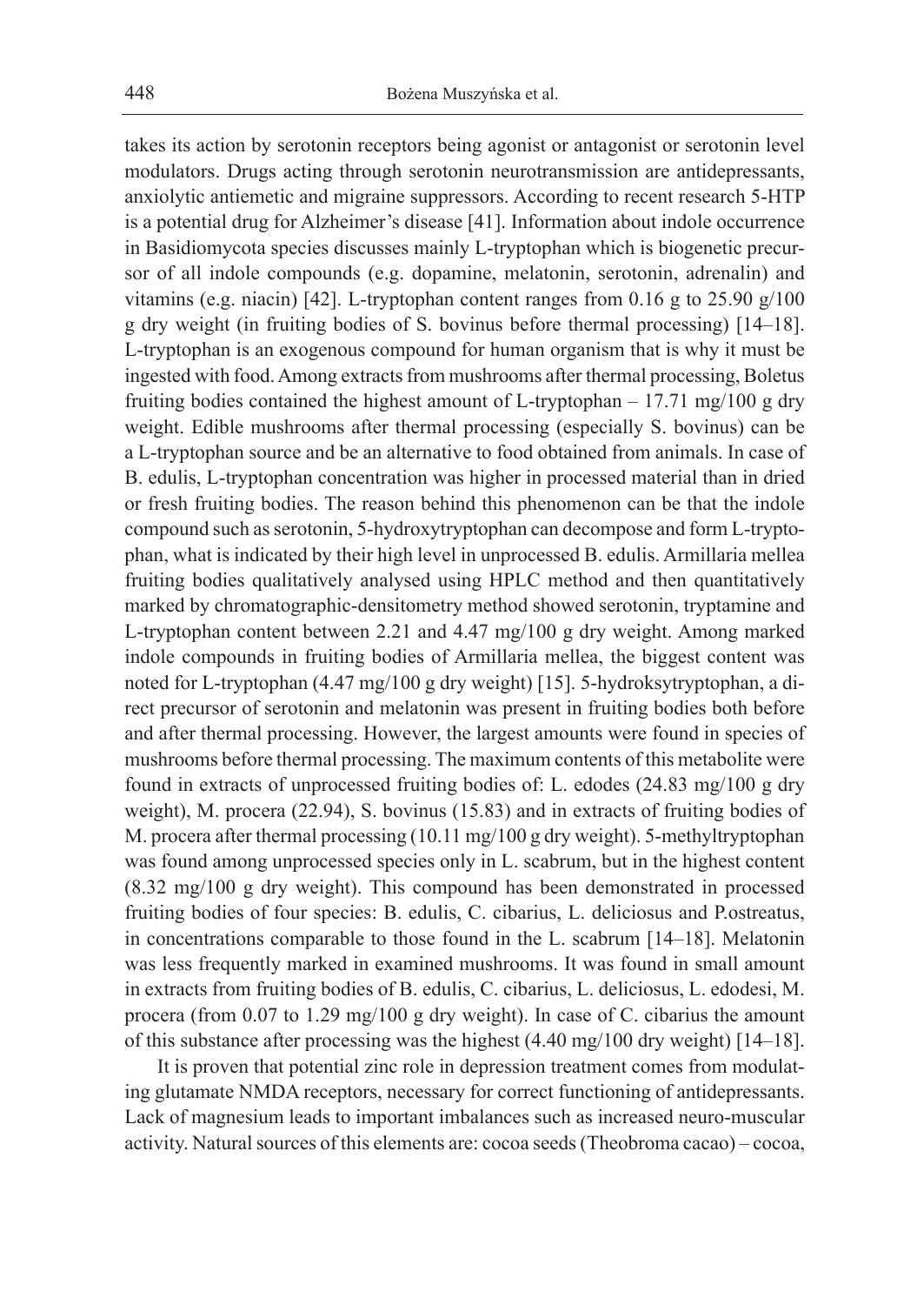takes its action by serotonin receptors being agonist or antagonist or serotonin level modulators. Drugs acting through serotonin neurotransmission are antidepressants, anxiolytic antiemetic and migraine suppressors. According to recent research 5-HTP is a potential drug for Alzheimer's disease [41]. Information about indole occurrence in Basidiomycota species discusses mainly L-tryptophan which is biogenetic precursor of all indole compounds (e.g. dopamine, melatonin, serotonin, adrenalin) and vitamins (e.g. niacin) [42]. L-tryptophan content ranges from 0.16 g to 25.90 g/100 g dry weight (in fruiting bodies of S. bovinus before thermal processing) [14–18]. L-tryptophan is an exogenous compound for human organism that is why it must be ingested with food. Among extracts from mushrooms after thermal processing, Boletus fruiting bodies contained the highest amount of L-tryptophan – 17.71 mg/100 g dry weight. Edible mushrooms after thermal processing (especially S. bovinus) can be a L-tryptophan source and be an alternative to food obtained from animals. In case of B. edulis, L-tryptophan concentration was higher in processed material than in dried or fresh fruiting bodies. The reason behind this phenomenon can be that the indole compound such as serotonin, 5-hydroxytryptophan can decompose and form L-tryptophan, what is indicated by their high level in unprocessed B. edulis. Armillaria mellea fruiting bodies qualitatively analysed using HPLC method and then quantitatively marked by chromatographic-densitometry method showed serotonin, tryptamine and L-tryptophan content between 2.21 and 4.47 mg/100 g dry weight. Among marked indole compounds in fruiting bodies of Armillaria mellea, the biggest content was noted for L-tryptophan (4.47 mg/100 g dry weight) [15]. 5-hydroksytryptophan, a direct precursor of serotonin and melatonin was present in fruiting bodies both before and after thermal processing. However, the largest amounts were found in species of mushrooms before thermal processing. The maximum contents of this metabolite were found in extracts of unprocessed fruiting bodies of: L. edodes (24.83 mg/100 g dry weight), M. procera (22.94), S. bovinus (15.83) and in extracts of fruiting bodies of M. procera after thermal processing (10.11 mg/100 g dry weight). 5-methyltryptophan was found among unprocessed species only in L. scabrum, but in the highest content (8.32 mg/100 g dry weight). This compound has been demonstrated in processed fruiting bodies of four species: B. edulis, C. cibarius, L. deliciosus and P.ostreatus, in concentrations comparable to those found in the L. scabrum [14–18]. Melatonin was less frequently marked in examined mushrooms. It was found in small amount in extracts from fruiting bodies of B. edulis, C. cibarius, L. deliciosus, L. edodesi, M. procera (from 0.07 to 1.29 mg/100 g dry weight). In case of C. cibarius the amount of this substance after processing was the highest (4.40 mg/100 dry weight) [14–18].

It is proven that potential zinc role in depression treatment comes from modulating glutamate NMDA receptors, necessary for correct functioning of antidepressants. Lack of magnesium leads to important imbalances such as increased neuro-muscular activity. Natural sources of this elements are: cocoa seeds (Theobroma cacao) – cocoa,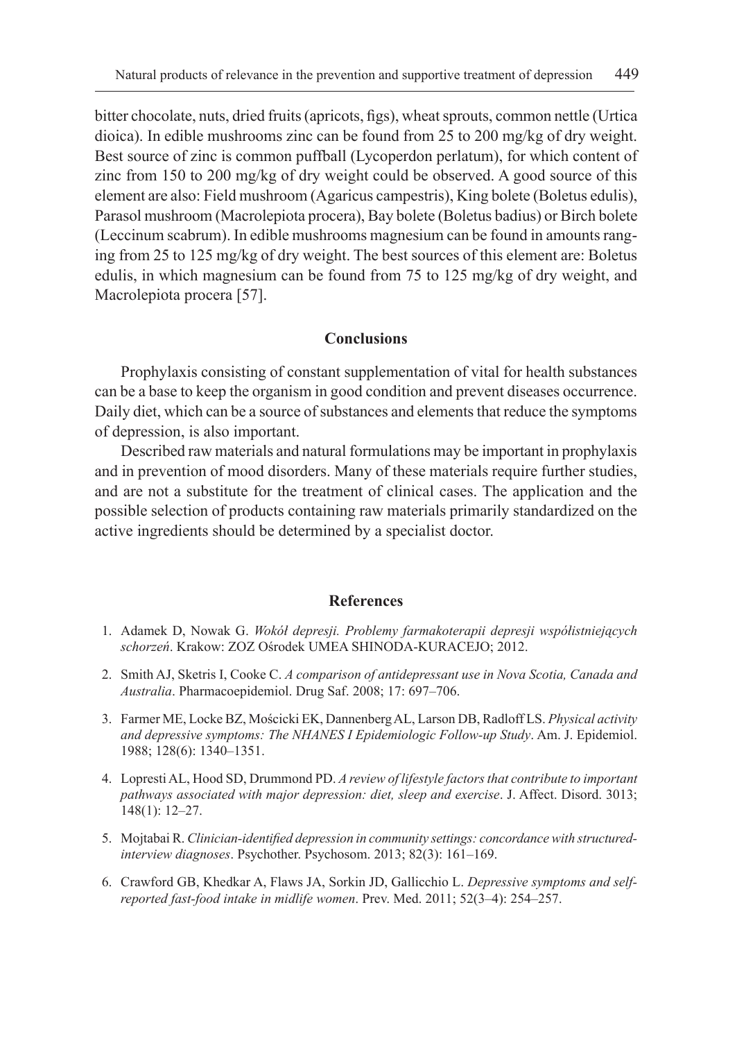bitter chocolate, nuts, dried fruits (apricots, figs), wheat sprouts, common nettle (Urtica dioica). In edible mushrooms zinc can be found from 25 to 200 mg/kg of dry weight. Best source of zinc is common puffball (Lycoperdon perlatum), for which content of zinc from 150 to 200 mg/kg of dry weight could be observed. A good source of this element are also: Field mushroom (Agaricus campestris), King bolete (Boletus edulis), Parasol mushroom (Macrolepiota procera), Bay bolete (Boletus badius) or Birch bolete (Leccinum scabrum). In edible mushrooms magnesium can be found in amounts ranging from 25 to 125 mg/kg of dry weight. The best sources of this element are: Boletus edulis, in which magnesium can be found from 75 to 125 mg/kg of dry weight, and Macrolepiota procera [57].

## Conclusions

Prophylaxis consisting of constant supplementation of vital for health substances can be a base to keep the organism in good condition and prevent diseases occurrence. Daily diet, which can be a source of substances and elements that reduce the symptoms of depression, is also important.

Described raw materials and natural formulations may be important in prophylaxis and in prevention of mood disorders. Many of these materials require further studies, and are not a substitute for the treatment of clinical cases. The application and the possible selection of products containing raw materials primarily standardized on the active ingredients should be determined by a specialist doctor.

## References

1. Adamek D, Nowak G. *Wokół depresji. Problemy farmakoterapii depresji współistniejących schorzeń*. Krakow: ZOZ Ośrodek UMEA SHINODA-KURACEJO; 2012.
2. Smith AJ, Sketris I, Cooke C. *A comparison of antidepressant use in Nova Scotia, Canada and Australia*. Pharmacoepidemiol. Drug Saf. 2008; 17: 697–706.
3. Farmer ME, Locke BZ, Mościcki EK, Dannenberg AL, Larson DB, Radloff LS. *Physical activity and depressive symptoms: The NHANES I Epidemiologic Follow-up Study*. Am. J. Epidemiol. 1988; 128(6): 1340–1351.
4. Lopresti AL, Hood SD, Drummond PD. *A review of lifestyle factors that contribute to important pathways associated with major depression: diet, sleep and exercise*. J. Affect. Disord. 3013; 148(1): 12–27.
5. Mojtabai R. *Clinician-identified depression in community settings: concordance with structured-interview diagnoses*. Psychother. Psychosom. 2013; 82(3): 161–169.
6. Crawford GB, Khedkar A, Flaws JA, Sorkin JD, Gallicchio L. *Depressive symptoms and self-reported fast-food intake in midlife women*. Prev. Med. 2011; 52(3–4): 254–257.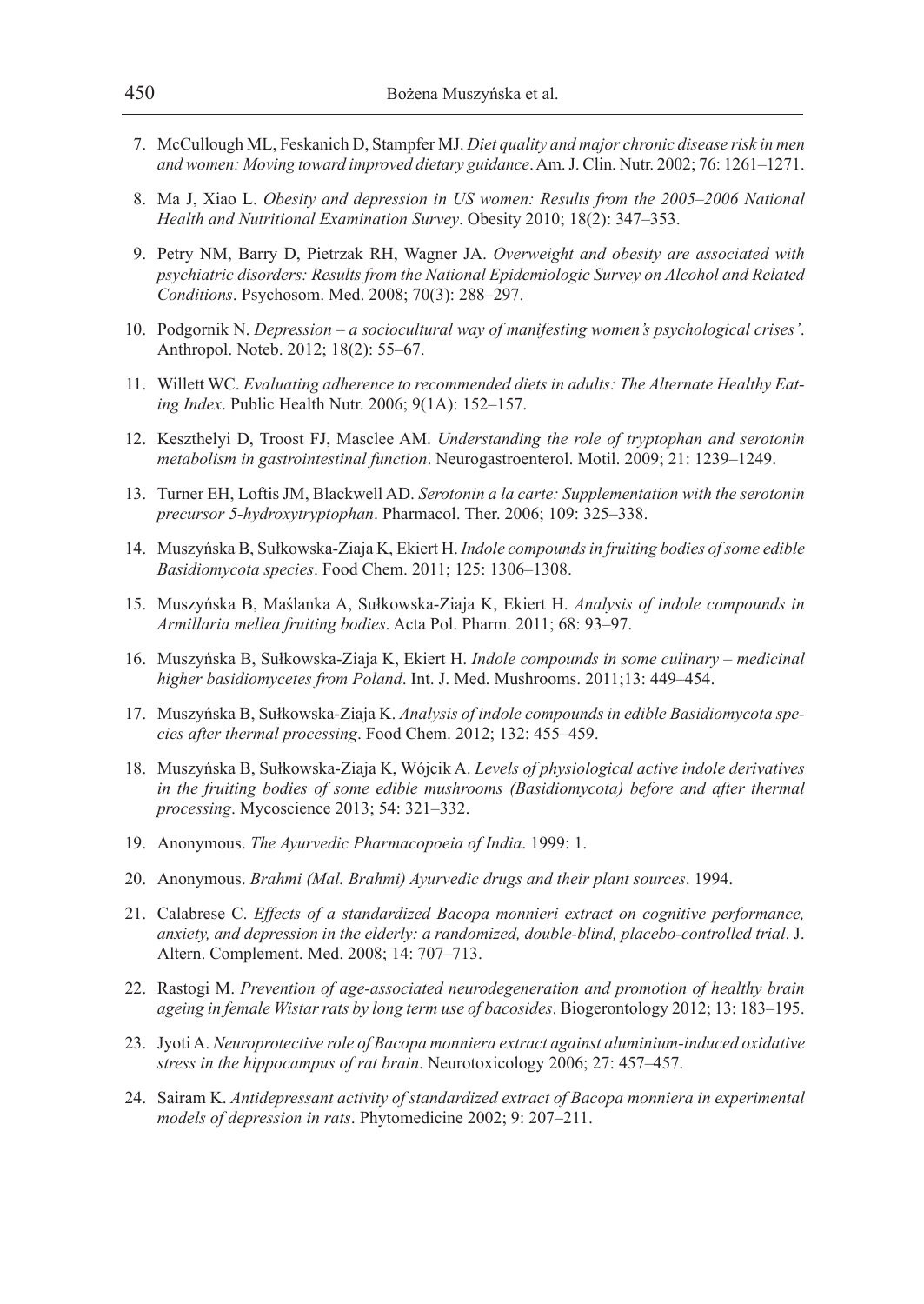7. McCullough ML, Feskanich D, Stampfer MJ. *Diet quality and major chronic disease risk in men and women: Moving toward improved dietary guidance*. Am. J. Clin. Nutr. 2002; 76: 1261–1271.
8. Ma J, Xiao L. *Obesity and depression in US women: Results from the 2005–2006 National Health and Nutritional Examination Survey*. Obesity 2010; 18(2): 347–353.
9. Petry NM, Barry D, Pietrzak RH, Wagner JA. *Overweight and obesity are associated with psychiatric disorders: Results from the National Epidemiologic Survey on Alcohol and Related Conditions*. Psychosom. Med. 2008; 70(3): 288–297.
10. Podgornik N. *Depression – a sociocultural way of manifesting women's psychological crises'*. Anthropol. Noteb. 2012; 18(2): 55–67.
11. Willett WC. *Evaluating adherence to recommended diets in adults: The Alternate Healthy Eating Index*. Public Health Nutr. 2006; 9(1A): 152–157.
12. Keszthelyi D, Troost FJ, Masclee AM. *Understanding the role of tryptophan and serotonin metabolism in gastrointestinal function*. Neurogastroenterol. Motil. 2009; 21: 1239–1249.
13. Turner EH, Loftis JM, Blackwell AD. *Serotonin a la carte: Supplementation with the serotonin precursor 5-hydroxytryptophan*. Pharmacol. Ther. 2006; 109: 325–338.
14. Muszyńska B, Sułkowska-Ziaja K, Ekiert H. *Indole compounds in fruiting bodies of some edible Basidiomycota species*. Food Chem. 2011; 125: 1306–1308.
15. Muszyńska B, Maślanka A, Sułkowska-Ziaja K, Ekiert H. *Analysis of indole compounds in Armillaria mellea fruiting bodies*. Acta Pol. Pharm. 2011; 68: 93–97.
16. Muszyńska B, Sułkowska-Ziaja K, Ekiert H. *Indole compounds in some culinary – medicinal higher basidiomycetes from Poland*. Int. J. Med. Mushrooms. 2011;13: 449–454.
17. Muszyńska B, Sułkowska-Ziaja K. *Analysis of indole compounds in edible Basidiomycota species after thermal processing*. Food Chem. 2012; 132: 455–459.
18. Muszyńska B, Sułkowska-Ziaja K, Wójcik A. *Levels of physiological active indole derivatives in the fruiting bodies of some edible mushrooms (Basidiomycota) before and after thermal processing*. Mycoscience 2013; 54: 321–332.
19. Anonymous. *The Ayurvedic Pharmacopoeia of India*. 1999: 1.
20. Anonymous. *Brahmi (Mal. Brahmi) Ayurvedic drugs and their plant sources*. 1994.
21. Calabrese C. *Effects of a standardized Bacopa monnieri extract on cognitive performance, anxiety, and depression in the elderly: a randomized, double-blind, placebo-controlled trial*. J. Altern. Complement. Med. 2008; 14: 707–713.
22. Rastogi M. *Prevention of age-associated neurodegeneration and promotion of healthy brain ageing in female Wistar rats by long term use of bacosides*. Biogerontology 2012; 13: 183–195.
23. Jyoti A. *Neuroprotective role of Bacopa monniera extract against aluminium-induced oxidative stress in the hippocampus of rat brain*. Neurotoxicology 2006; 27: 457–457.
24. Sairam K. *Antidepressant activity of standardized extract of Bacopa monniera in experimental models of depression in rats*. Phytomedicine 2002; 9: 207–211.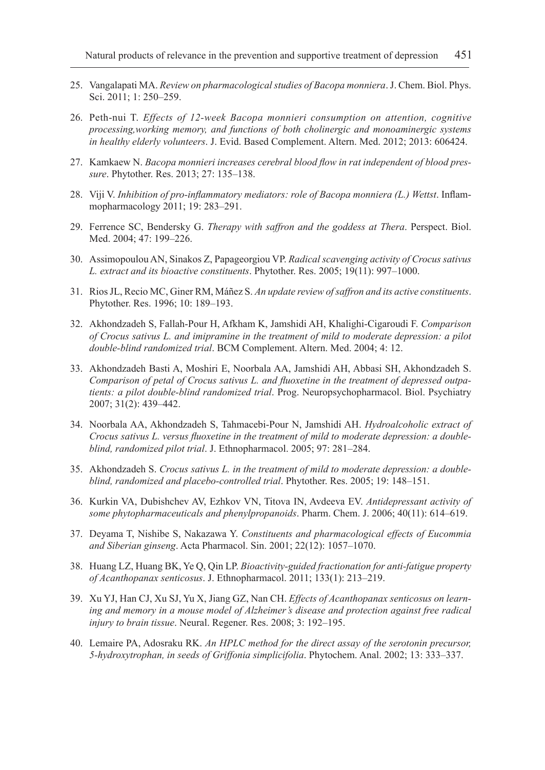25. Vangalapati MA. *Review on pharmacological studies of Bacopa monniera*. J. Chem. Biol. Phys. Sci. 2011; 1: 250–259.

26. Peth-nui T. *Effects of 12-week Bacopa monnieri consumption on attention, cognitive processing,working memory, and functions of both cholinergic and monoaminergic systems in healthy elderly volunteers*. J. Evid. Based Complement. Altern. Med. 2012; 2013: 606424.

27. Kamkaew N. *Bacopa monnieri increases cerebral blood flow in rat independent of blood pressure*. Phytother. Res. 2013; 27: 135–138.

28. Viji V. *Inhibition of pro-inflammatory mediators: role of Bacopa monniera (L.) Wettst*. Inflammopharmacology 2011; 19: 283–291.

29. Ferrence SC, Bendersky G. *Therapy with saffron and the goddess at Thera*. Perspect. Biol. Med. 2004; 47: 199–226.

30. Assimopoulou AN, Sinakos Z, Papageorgiou VP. *Radical scavenging activity of Crocus sativus L. extract and its bioactive constituents*. Phytother. Res. 2005; 19(11): 997–1000.

31. Rios JL, Recio MC, Giner RM, Máñez S. *An update review of saffron and its active constituents*. Phytother. Res. 1996; 10: 189–193.

32. Akhondzadeh S, Fallah-Pour H, Afkham K, Jamshidi AH, Khalighi-Cigaroudi F. *Comparison of Crocus sativus L. and imipramine in the treatment of mild to moderate depression: a pilot double-blind randomized trial*. BCM Complement. Altern. Med. 2004; 4: 12.

33. Akhondzadeh Basti A, Moshiri E, Noorbala AA, Jamshidi AH, Abbasi SH, Akhondzadeh S. *Comparison of petal of Crocus sativus L. and fluoxetine in the treatment of depressed outpatients: a pilot double-blind randomized trial*. Prog. Neuropsychopharmacol. Biol. Psychiatry 2007; 31(2): 439–442.

34. Noorbala AA, Akhondzadeh S, Tahmacebi-Pour N, Jamshidi AH. *Hydroalcoholic extract of Crocus sativus L. versus fluoxetine in the treatment of mild to moderate depression: a double-blind, randomized pilot trial*. J. Ethnopharmacol. 2005; 97: 281–284.

35. Akhondzadeh S. *Crocus sativus L. in the treatment of mild to moderate depression: a double-blind, randomized and placebo-controlled trial*. Phytother. Res. 2005; 19: 148–151.

36. Kurkin VA, Dubishchev AV, Ezhkov VN, Titova IN, Avdeeva EV. *Antidepressant activity of some phytopharmaceuticals and phenylpropanoids*. Pharm. Chem. J. 2006; 40(11): 614–619.

37. Deyama T, Nishibe S, Nakazawa Y. *Constituents and pharmacological effects of Eucommia and Siberian ginseng*. Acta Pharmacol. Sin. 2001; 22(12): 1057–1070.

38. Huang LZ, Huang BK, Ye Q, Qin LP. *Bioactivity-guided fractionation for anti-fatigue property of Acanthopanax senticosus*. J. Ethnopharmacol. 2011; 133(1): 213–219.

39. Xu YJ, Han CJ, Xu SJ, Yu X, Jiang GZ, Nan CH. *Effects of Acanthopanax senticosus on learning and memory in a mouse model of Alzheimer's disease and protection against free radical injury to brain tissue*. Neural. Regener. Res. 2008; 3: 192–195.

40. Lemaire PA, Adosraku RK. *An HPLC method for the direct assay of the serotonin precursor, 5-hydroxytrophan, in seeds of Griffonia simplicifolia*. Phytochem. Anal. 2002; 13: 333–337.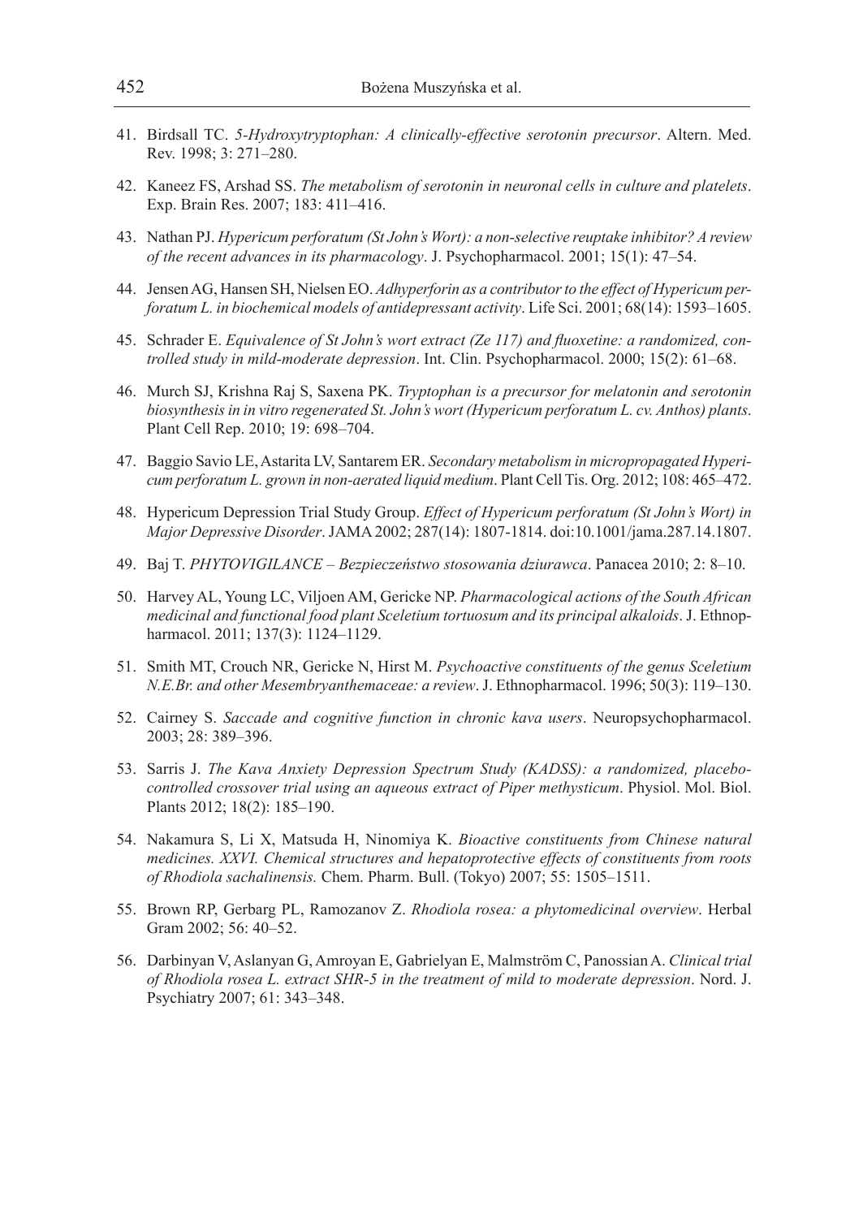41. Birdsall TC. *5-Hydroxytryptophan: A clinically-effective serotonin precursor*. Altern. Med. Rev. 1998; 3: 271–280.

42. Kaneez FS, Arshad SS. *The metabolism of serotonin in neuronal cells in culture and platelets*. Exp. Brain Res. 2007; 183: 411–416.

43. Nathan PJ. *Hypericum perforatum (St John's Wort): a non-selective reuptake inhibitor? A review of the recent advances in its pharmacology*. J. Psychopharmacol. 2001; 15(1): 47–54.

44. Jensen AG, Hansen SH, Nielsen EO. *Adhyperforin as a contributor to the effect of Hypericum perforatum L. in biochemical models of antidepressant activity*. Life Sci. 2001; 68(14): 1593–1605.

45. Schrader E. *Equivalence of St John's wort extract (Ze 117) and fluoxetine: a randomized, controlled study in mild-moderate depression*. Int. Clin. Psychopharmacol. 2000; 15(2): 61–68.

46. Murch SJ, Krishna Raj S, Saxena PK. *Tryptophan is a precursor for melatonin and serotonin biosynthesis in in vitro regenerated St. John's wort (Hypericum perforatum L. cv. Anthos) plants*. Plant Cell Rep. 2010; 19: 698–704.

47. Baggio Savio LE, Astarita LV, Santarem ER. *Secondary metabolism in micropropagated Hypericum perforatum L. grown in non-aerated liquid medium*. Plant Cell Tis. Org. 2012; 108: 465–472.

48. Hypericum Depression Trial Study Group. *Effect of Hypericum perforatum (St John's Wort) in Major Depressive Disorder*. JAMA 2002; 287(14): 1807-1814. doi:10.1001/jama.287.14.1807.

49. Baj T. *PHYTOVIGILANCE – Bezpieczeństwo stosowania dziurawca*. Panacea 2010; 2: 8–10.

50. Harvey AL, Young LC, Viljoen AM, Gericke NP. *Pharmacological actions of the South African medicinal and functional food plant Sceletium tortuosum and its principal alkaloids*. J. Ethnopharmacol. 2011; 137(3): 1124–1129.

51. Smith MT, Crouch NR, Gericke N, Hirst M. *Psychoactive constituents of the genus Sceletium N.E.Br. and other Mesembryanthemaceae: a review*. J. Ethnopharmacol. 1996; 50(3): 119–130.

52. Cairney S. *Saccade and cognitive function in chronic kava users*. Neuropsychopharmacol. 2003; 28: 389–396.

53. Sarris J. *The Kava Anxiety Depression Spectrum Study (KADSS): a randomized, placebo-controlled crossover trial using an aqueous extract of Piper methysticum*. Physiol. Mol. Biol. Plants 2012; 18(2): 185–190.

54. Nakamura S, Li X, Matsuda H, Ninomiya K. *Bioactive constituents from Chinese natural medicines. XXVI. Chemical structures and hepatoprotective effects of constituents from roots of Rhodiola sachalinensis.* Chem. Pharm. Bull. (Tokyo) 2007; 55: 1505–1511.

55. Brown RP, Gerbarg PL, Ramozanov Z. *Rhodiola rosea: a phytomedicinal overview*. Herbal Gram 2002; 56: 40–52.

56. Darbinyan V, Aslanyan G, Amroyan E, Gabrielyan E, Malmström C, Panossian A. *Clinical trial of Rhodiola rosea L. extract SHR-5 in the treatment of mild to moderate depression*. Nord. J. Psychiatry 2007; 61: 343–348.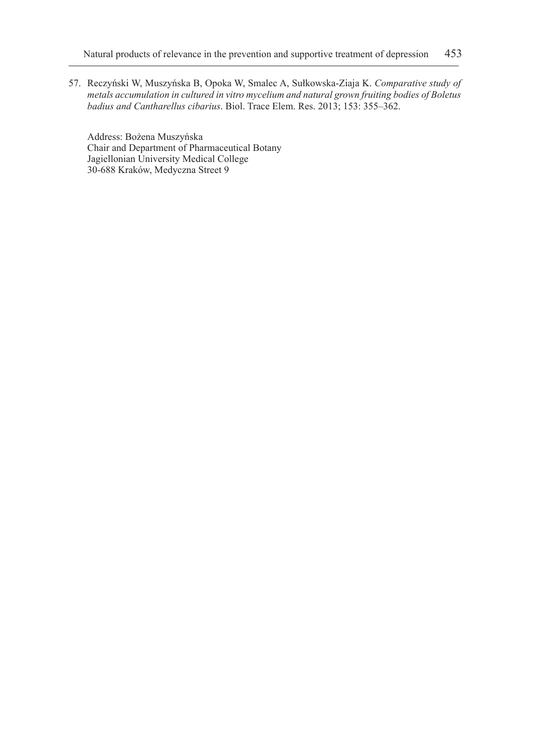57. Reczyński W, Muszyńska B, Opoka W, Smalec A, Sułkowska-Ziaja K. *Comparative study of metals accumulation in cultured in vitro mycelium and natural grown fruiting bodies of Boletus badius and Cantharellus cibarius*. Biol. Trace Elem. Res. 2013; 153: 355–362.

Address: Bożena Muszyńska
Chair and Department of Pharmaceutical Botany
Jagiellonian University Medical College
30-688 Kraków, Medyczna Street 9